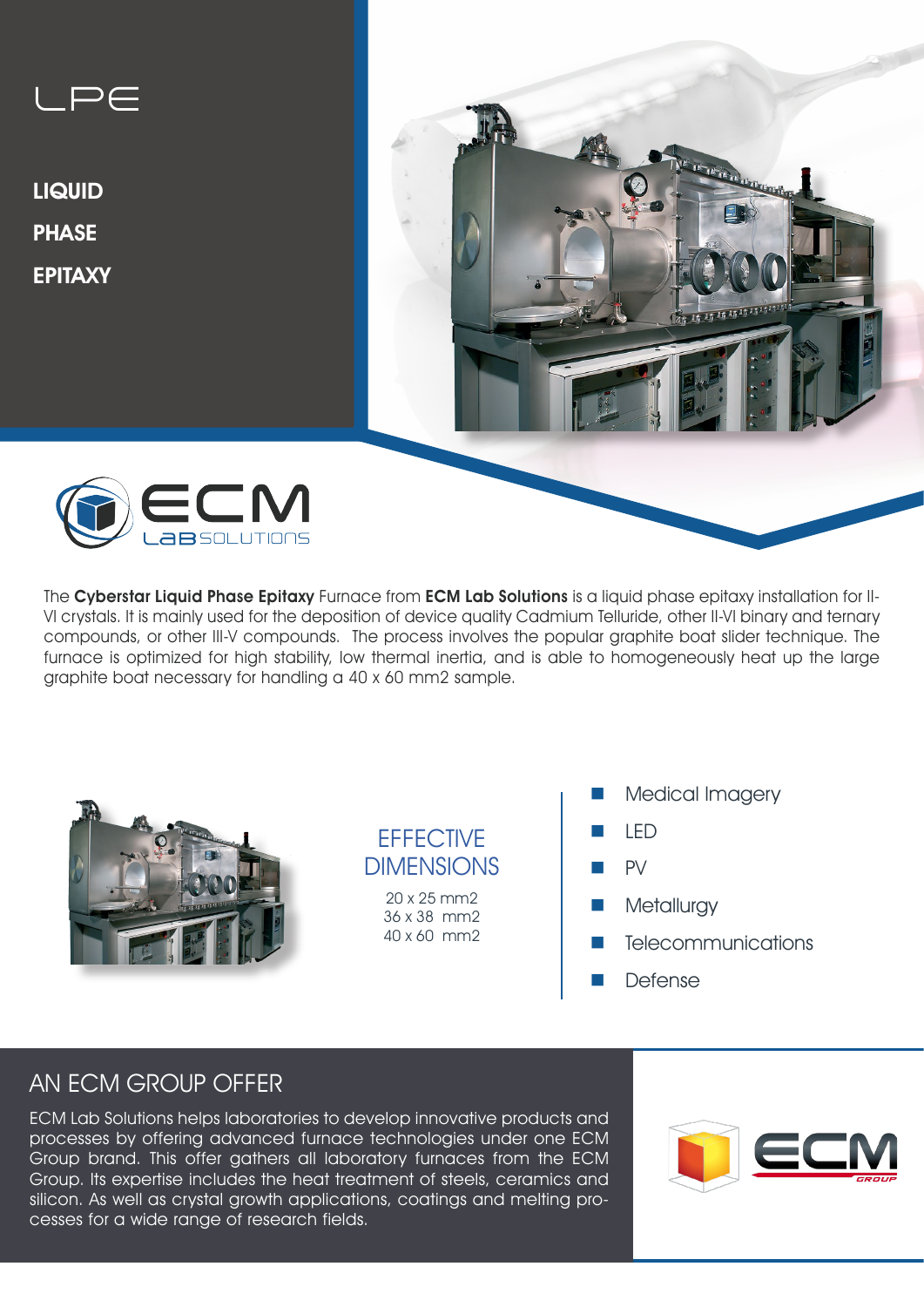# LPE

**LIQUID**

**PHASE**

**EPITAXY**

ECM LAB SOLUTIONS

The **Cyberstar Liquid Phase Epitaxy** Furnace from **ECM Lab Solutions** is a liquid phase epitaxy installation for II-VI crystals. It is mainly used for the deposition of device quality Cadmium Telluride, other II-VI binary and ternary compounds, or other III-V compounds. The process involves the popular graphite boat slider technique. The furnace is optimized for high stability, low thermal inertia, and is able to homogeneously heat up the large graphite boat necessary for handling a 40 x 60 mm2 sample.

## EFFECTIVE DIMENSIONS

20 x 25 mm2
36 x 38 mm2
40 x 60 mm2

- Medical Imagery
- LED
- PV
- Metallurgy
- Telecommunications
- Defense

## AN ECM GROUP OFFER

ECM Lab Solutions helps laboratories to develop innovative products and processes by offering advanced furnace technologies under one ECM Group brand. This offer gathers all laboratory furnaces from the ECM Group. Its expertise includes the heat treatment of steels, ceramics and silicon. As well as crystal growth applications, coatings and melting processes for a wide range of research fields.

ECM GROUP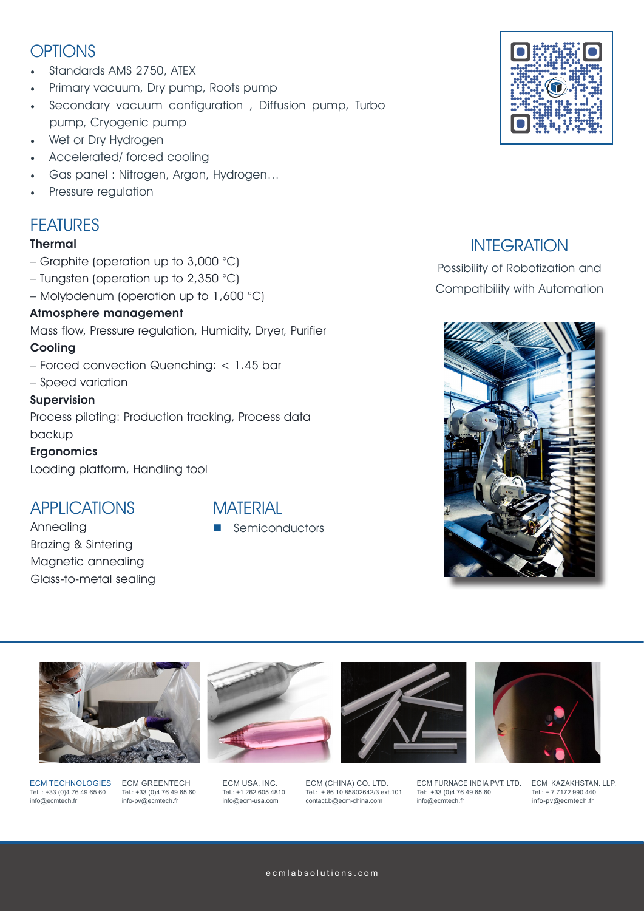## OPTIONS

- Standards AMS 2750, ATEX
- Primary vacuum, Dry pump, Roots pump
- Secondary vacuum configuration , Diffusion pump, Turbo pump, Cryogenic pump
- Wet or Dry Hydrogen
- Accelerated/ forced cooling
- Gas panel : Nitrogen, Argon, Hydrogen…
- Pressure regulation

## FEATURES

**Thermal**

– Graphite (operation up to 3,000 °C)
– Tungsten (operation up to 2,350 °C)
– Molybdenum (operation up to 1,600 °C)

**Atmosphere management**

Mass flow, Pressure regulation, Humidity, Dryer, Purifier

**Cooling**

– Forced convection Quenching: < 1.45 bar
– Speed variation

**Supervision**

Process piloting: Production tracking, Process data backup

**Ergonomics**

Loading platform, Handling tool

## APPLICATIONS

Annealing
Brazing & Sintering
Magnetic annealing
Glass-to-metal sealing

## MATERIAL

- Semiconductors

## INTEGRATION

Possibility of Robotization and Compatibility with Automation

ECM TECHNOLOGIES
Tel. : +33 (0)4 76 49 65 60
info@ecmtech.fr

ECM GREENTECH
Tel.: +33 (0)4 76 49 65 60
info-pv@ecmtech.fr

ECM USA, INC.
Tel.: +1 262 605 4810
info@ecm-usa.com

ECM (CHINA) CO. LTD.
Tel.: + 86 10 85802642/3 ext.101
contact.b@ecm-china.com

ECM FURNACE INDIA PVT. LTD.
Tel: +33 (0)4 76 49 65 60
info@ecmtech.fr

ECM KAZAKHSTAN. LLP.
Tel.: + 7 7172 990 440
info-pv@ecmtech.fr

ecmlabsolutions.com